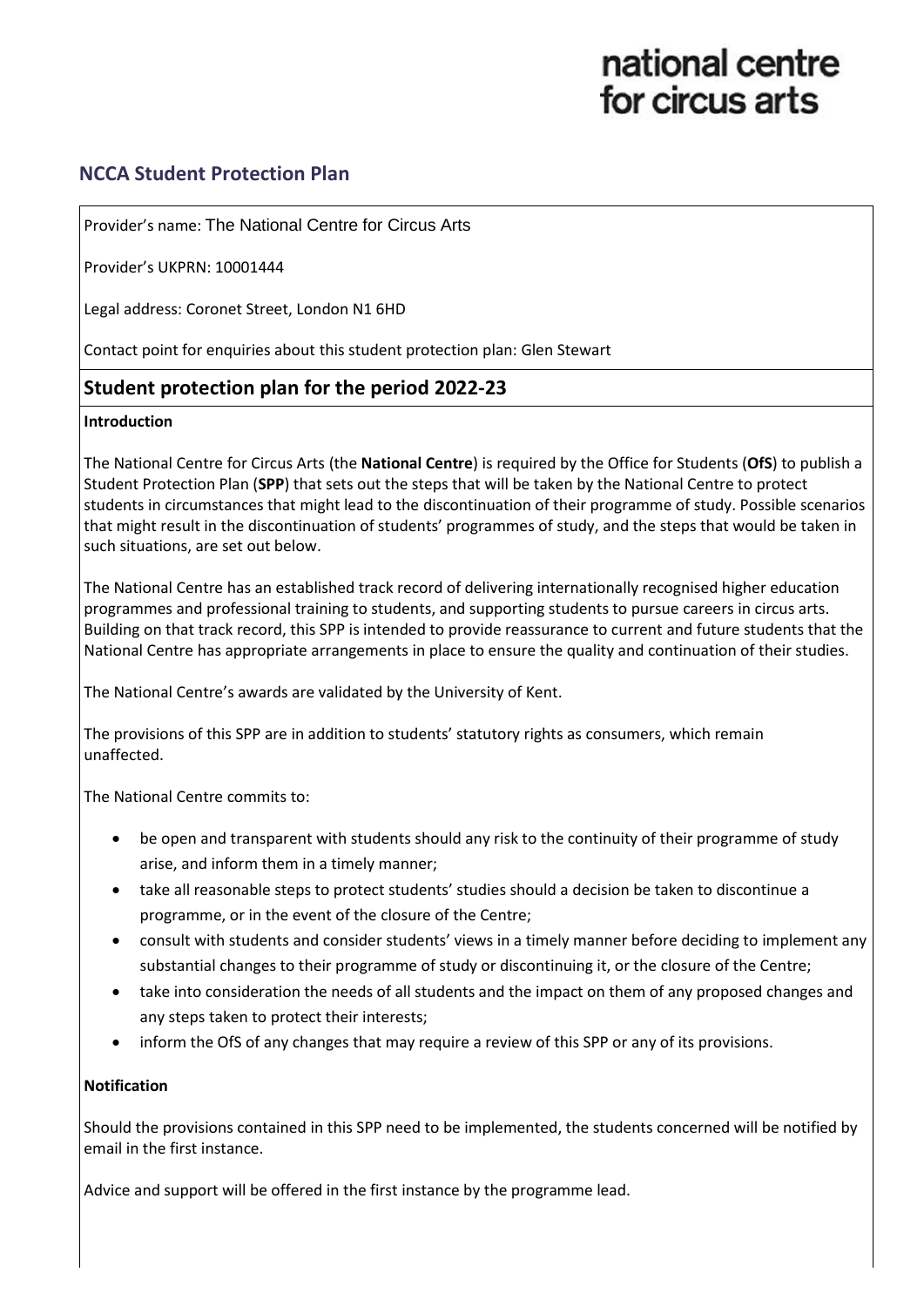national centre
for circus arts

## NCCA Student Protection Plan

Provider's name: The National Centre for Circus Arts

Provider's UKPRN: 10001444

Legal address: Coronet Street, London N1 6HD

Contact point for enquiries about this student protection plan: Glen Stewart

## Student protection plan for the period 2022-23

**Introduction**

The National Centre for Circus Arts (the **National Centre**) is required by the Office for Students (**OfS**) to publish a Student Protection Plan (**SPP**) that sets out the steps that will be taken by the National Centre to protect students in circumstances that might lead to the discontinuation of their programme of study. Possible scenarios that might result in the discontinuation of students' programmes of study, and the steps that would be taken in such situations, are set out below.

The National Centre has an established track record of delivering internationally recognised higher education programmes and professional training to students, and supporting students to pursue careers in circus arts. Building on that track record, this SPP is intended to provide reassurance to current and future students that the National Centre has appropriate arrangements in place to ensure the quality and continuation of their studies.

The National Centre's awards are validated by the University of Kent.

The provisions of this SPP are in addition to students' statutory rights as consumers, which remain unaffected.

The National Centre commits to:

- be open and transparent with students should any risk to the continuity of their programme of study arise, and inform them in a timely manner;
- take all reasonable steps to protect students' studies should a decision be taken to discontinue a programme, or in the event of the closure of the Centre;
- consult with students and consider students' views in a timely manner before deciding to implement any substantial changes to their programme of study or discontinuing it, or the closure of the Centre;
- take into consideration the needs of all students and the impact on them of any proposed changes and any steps taken to protect their interests;
- inform the OfS of any changes that may require a review of this SPP or any of its provisions.

**Notification**

Should the provisions contained in this SPP need to be implemented, the students concerned will be notified by email in the first instance.

Advice and support will be offered in the first instance by the programme lead.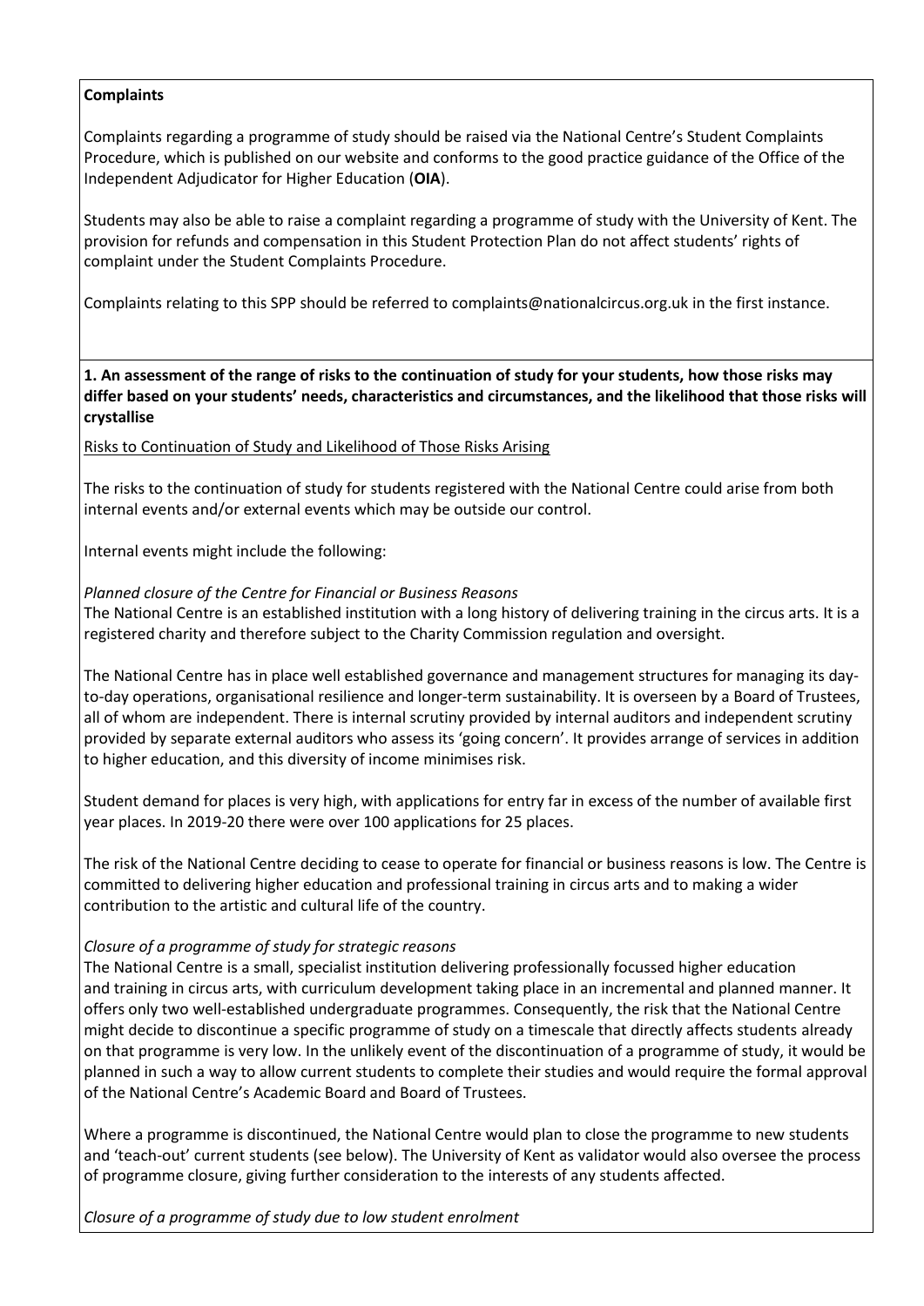**Complaints**

Complaints regarding a programme of study should be raised via the National Centre's Student Complaints Procedure, which is published on our website and conforms to the good practice guidance of the Office of the Independent Adjudicator for Higher Education (**OIA**).

Students may also be able to raise a complaint regarding a programme of study with the University of Kent. The provision for refunds and compensation in this Student Protection Plan do not affect students' rights of complaint under the Student Complaints Procedure.

Complaints relating to this SPP should be referred to complaints@nationalcircus.org.uk in the first instance.

**1. An assessment of the range of risks to the continuation of study for your students, how those risks may differ based on your students' needs, characteristics and circumstances, and the likelihood that those risks will crystallise**

Risks to Continuation of Study and Likelihood of Those Risks Arising

The risks to the continuation of study for students registered with the National Centre could arise from both internal events and/or external events which may be outside our control.

Internal events might include the following:

*Planned closure of the Centre for Financial or Business Reasons*

The National Centre is an established institution with a long history of delivering training in the circus arts. It is a registered charity and therefore subject to the Charity Commission regulation and oversight.

The National Centre has in place well established governance and management structures for managing its day-to-day operations, organisational resilience and longer-term sustainability. It is overseen by a Board of Trustees, all of whom are independent. There is internal scrutiny provided by internal auditors and independent scrutiny provided by separate external auditors who assess its 'going concern'. It provides arrange of services in addition to higher education, and this diversity of income minimises risk.

Student demand for places is very high, with applications for entry far in excess of the number of available first year places. In 2019-20 there were over 100 applications for 25 places.

The risk of the National Centre deciding to cease to operate for financial or business reasons is low. The Centre is committed to delivering higher education and professional training in circus arts and to making a wider contribution to the artistic and cultural life of the country.

*Closure of a programme of study for strategic reasons*

The National Centre is a small, specialist institution delivering professionally focussed higher education and training in circus arts, with curriculum development taking place in an incremental and planned manner. It offers only two well-established undergraduate programmes. Consequently, the risk that the National Centre might decide to discontinue a specific programme of study on a timescale that directly affects students already on that programme is very low. In the unlikely event of the discontinuation of a programme of study, it would be planned in such a way to allow current students to complete their studies and would require the formal approval of the National Centre's Academic Board and Board of Trustees.

Where a programme is discontinued, the National Centre would plan to close the programme to new students and 'teach-out' current students (see below). The University of Kent as validator would also oversee the process of programme closure, giving further consideration to the interests of any students affected.

*Closure of a programme of study due to low student enrolment*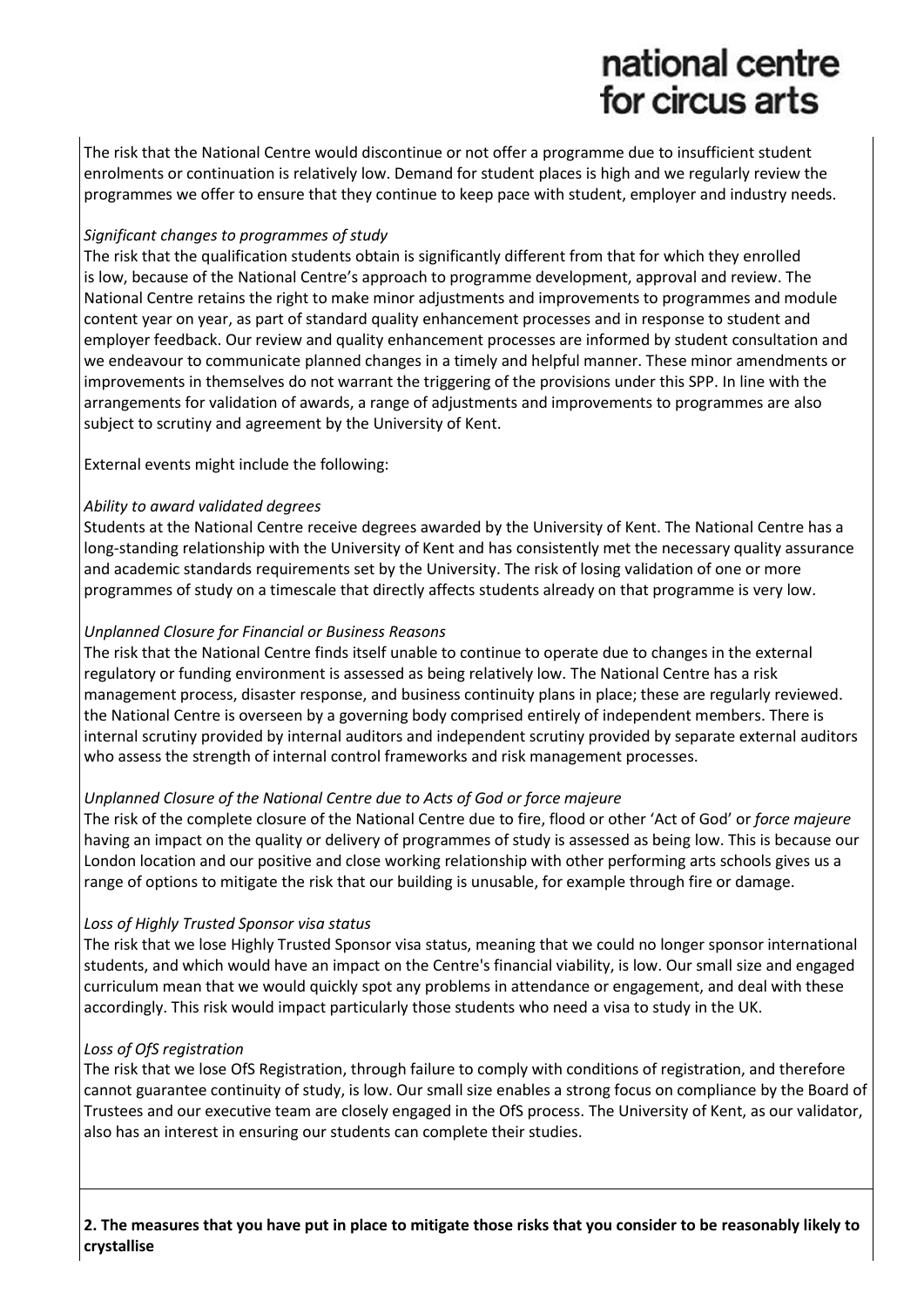The risk that the National Centre would discontinue or not offer a programme due to insufficient student enrolments or continuation is relatively low. Demand for student places is high and we regularly review the programmes we offer to ensure that they continue to keep pace with student, employer and industry needs.

*Significant changes to programmes of study*

The risk that the qualification students obtain is significantly different from that for which they enrolled is low, because of the National Centre's approach to programme development, approval and review. The National Centre retains the right to make minor adjustments and improvements to programmes and module content year on year, as part of standard quality enhancement processes and in response to student and employer feedback. Our review and quality enhancement processes are informed by student consultation and we endeavour to communicate planned changes in a timely and helpful manner. These minor amendments or improvements in themselves do not warrant the triggering of the provisions under this SPP. In line with the arrangements for validation of awards, a range of adjustments and improvements to programmes are also subject to scrutiny and agreement by the University of Kent.

External events might include the following:

*Ability to award validated degrees*

Students at the National Centre receive degrees awarded by the University of Kent. The National Centre has a long-standing relationship with the University of Kent and has consistently met the necessary quality assurance and academic standards requirements set by the University. The risk of losing validation of one or more programmes of study on a timescale that directly affects students already on that programme is very low.

*Unplanned Closure for Financial or Business Reasons*

The risk that the National Centre finds itself unable to continue to operate due to changes in the external regulatory or funding environment is assessed as being relatively low. The National Centre has a risk management process, disaster response, and business continuity plans in place; these are regularly reviewed. the National Centre is overseen by a governing body comprised entirely of independent members. There is internal scrutiny provided by internal auditors and independent scrutiny provided by separate external auditors who assess the strength of internal control frameworks and risk management processes.

*Unplanned Closure of the National Centre due to Acts of God or force majeure*

The risk of the complete closure of the National Centre due to fire, flood or other 'Act of God' or *force majeure* having an impact on the quality or delivery of programmes of study is assessed as being low. This is because our London location and our positive and close working relationship with other performing arts schools gives us a range of options to mitigate the risk that our building is unusable, for example through fire or damage.

*Loss of Highly Trusted Sponsor visa status*

The risk that we lose Highly Trusted Sponsor visa status, meaning that we could no longer sponsor international students, and which would have an impact on the Centre's financial viability, is low. Our small size and engaged curriculum mean that we would quickly spot any problems in attendance or engagement, and deal with these accordingly. This risk would impact particularly those students who need a visa to study in the UK.

*Loss of OfS registration*

The risk that we lose OfS Registration, through failure to comply with conditions of registration, and therefore cannot guarantee continuity of study, is low. Our small size enables a strong focus on compliance by the Board of Trustees and our executive team are closely engaged in the OfS process. The University of Kent, as our validator, also has an interest in ensuring our students can complete their studies.

**2. The measures that you have put in place to mitigate those risks that you consider to be reasonably likely to crystallise**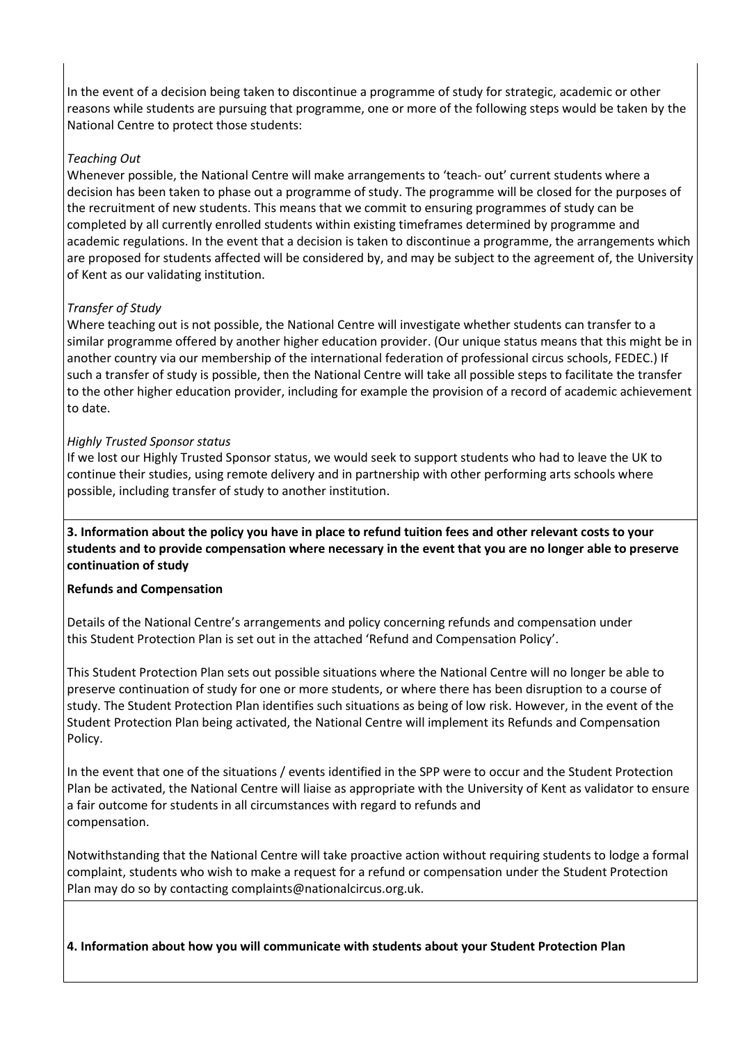In the event of a decision being taken to discontinue a programme of study for strategic, academic or other reasons while students are pursuing that programme, one or more of the following steps would be taken by the National Centre to protect those students:

*Teaching Out*

Whenever possible, the National Centre will make arrangements to 'teach- out' current students where a decision has been taken to phase out a programme of study. The programme will be closed for the purposes of the recruitment of new students. This means that we commit to ensuring programmes of study can be completed by all currently enrolled students within existing timeframes determined by programme and academic regulations. In the event that a decision is taken to discontinue a programme, the arrangements which are proposed for students affected will be considered by, and may be subject to the agreement of, the University of Kent as our validating institution.

*Transfer of Study*

Where teaching out is not possible, the National Centre will investigate whether students can transfer to a similar programme offered by another higher education provider. (Our unique status means that this might be in another country via our membership of the international federation of professional circus schools, FEDEC.) If such a transfer of study is possible, then the National Centre will take all possible steps to facilitate the transfer to the other higher education provider, including for example the provision of a record of academic achievement to date.

*Highly Trusted Sponsor status*

If we lost our Highly Trusted Sponsor status, we would seek to support students who had to leave the UK to continue their studies, using remote delivery and in partnership with other performing arts schools where possible, including transfer of study to another institution.

**3. Information about the policy you have in place to refund tuition fees and other relevant costs to your students and to provide compensation where necessary in the event that you are no longer able to preserve continuation of study**

**Refunds and Compensation**

Details of the National Centre's arrangements and policy concerning refunds and compensation under this Student Protection Plan is set out in the attached 'Refund and Compensation Policy'.

This Student Protection Plan sets out possible situations where the National Centre will no longer be able to preserve continuation of study for one or more students, or where there has been disruption to a course of study. The Student Protection Plan identifies such situations as being of low risk. However, in the event of the Student Protection Plan being activated, the National Centre will implement its Refunds and Compensation Policy.

In the event that one of the situations / events identified in the SPP were to occur and the Student Protection Plan be activated, the National Centre will liaise as appropriate with the University of Kent as validator to ensure a fair outcome for students in all circumstances with regard to refunds and compensation.

Notwithstanding that the National Centre will take proactive action without requiring students to lodge a formal complaint, students who wish to make a request for a refund or compensation under the Student Protection Plan may do so by contacting complaints@nationalcircus.org.uk.

**4. Information about how you will communicate with students about your Student Protection Plan**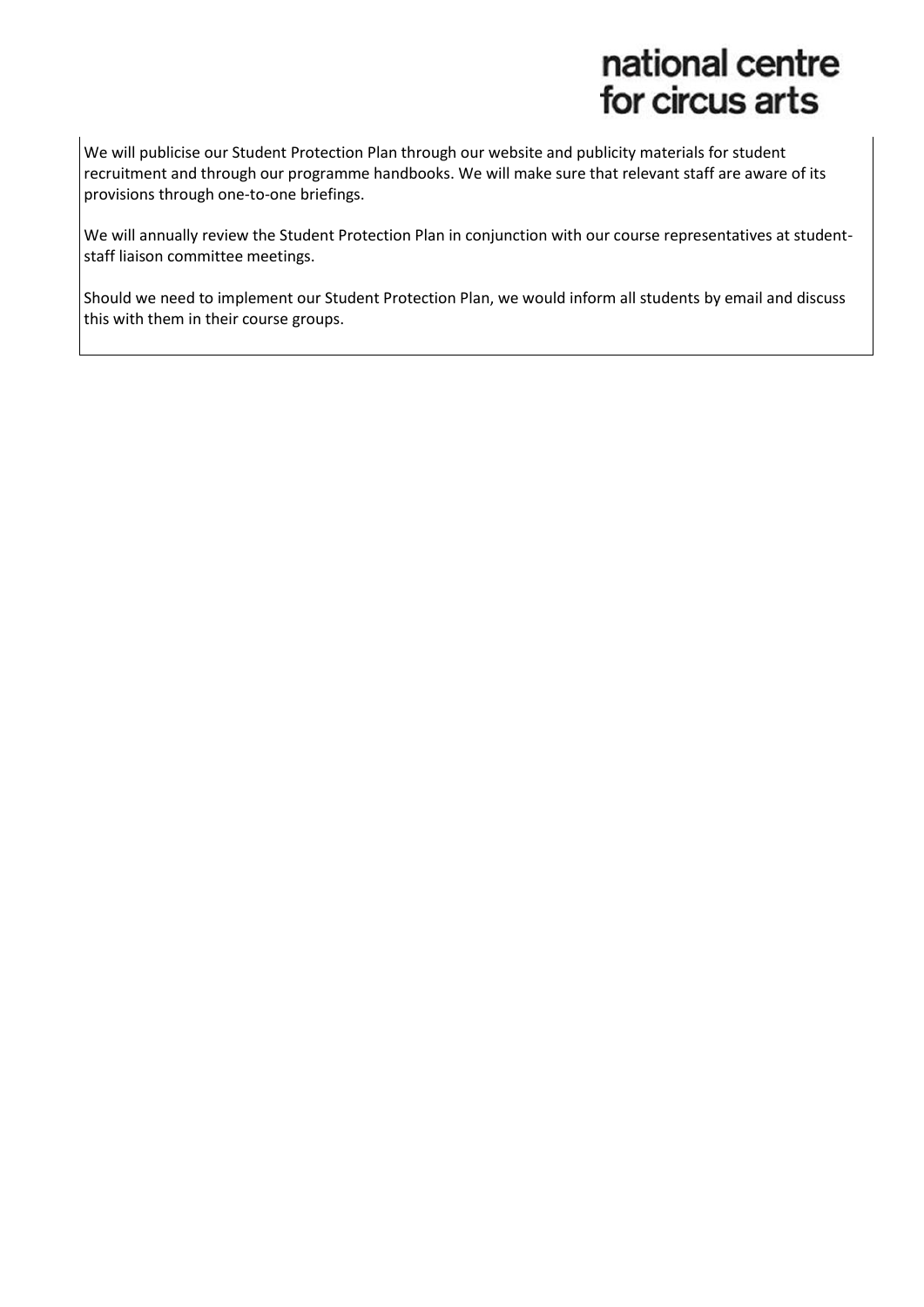We will publicise our Student Protection Plan through our website and publicity materials for student recruitment and through our programme handbooks. We will make sure that relevant staff are aware of its provisions through one-to-one briefings.

We will annually review the Student Protection Plan in conjunction with our course representatives at student-staff liaison committee meetings.

Should we need to implement our Student Protection Plan, we would inform all students by email and discuss this with them in their course groups.